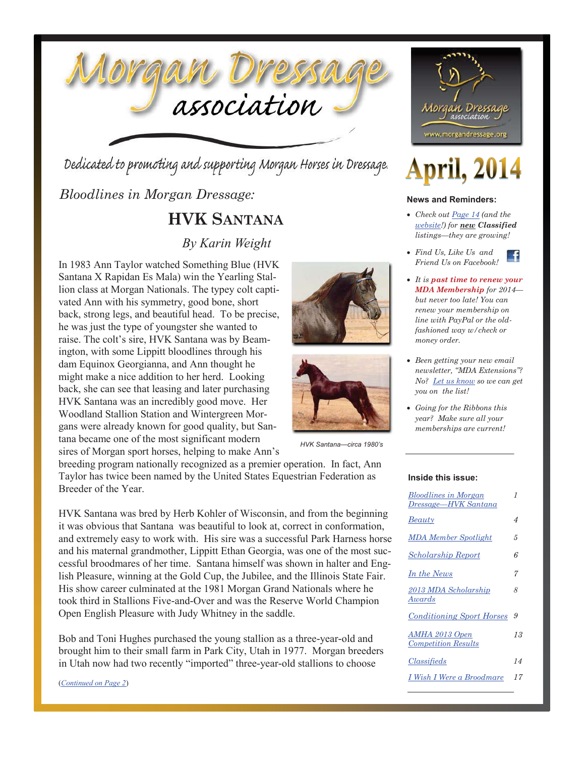# Morgan Dressage association

Dedicated to promoting and supporting Morgan Horses in Dressage.

www.morgandressage.org

**April, 2014**

### News and Reminders:

- *Check out Page 14 (and the website!) for* ***new Classified*** *listings—they are growing!*
- *Find Us, Like Us and Friend Us on Facebook!*
- *It is* ***past time to renew your MDA Membership*** *for 2014—but never too late! You can renew your membership on line with PayPal or the old-fashioned way w/check or money order.*
- *Been getting your new email newsletter, "MDA Extensions"? No? Let us know so we can get you on the list!*
- *Going for the Ribbons this year? Make sure all your memberships are current!*

### Inside this issue:

| | |
|---|---|
| Bloodlines in Morgan Dressage—HVK Santana | 1 |
| Beauty | 4 |
| MDA Member Spotlight | 5 |
| Scholarship Report | 6 |
| In the News | 7 |
| 2013 MDA Scholarship Awards | 8 |
| Conditioning Sport Horses | 9 |
| AMHA 2013 Open Competition Results | 13 |
| Classifieds | 14 |
| I Wish I Were a Broodmare | 17 |

## *Bloodlines in Morgan Dressage:*

## HVK Santana

*By Karin Weight*

In 1983 Ann Taylor watched Something Blue (HVK Santana X Rapidan Es Mala) win the Yearling Stallion class at Morgan Nationals. The typey colt captivated Ann with his symmetry, good bone, short back, strong legs, and beautiful head. To be precise, he was just the type of youngster she wanted to raise. The colt's sire, HVK Santana was by Beamington, with some Lippitt bloodlines through his dam Equinox Georgianna, and Ann thought he might make a nice addition to her herd. Looking back, she can see that leasing and later purchasing HVK Santana was an incredibly good move. Her Woodland Stallion Station and Wintergreen Morgans were already known for good quality, but Santana became one of the most significant modern sires of Morgan sport horses, helping to make Ann's breeding program nationally recognized as a premier operation. In fact, Ann Taylor has twice been named by the United States Equestrian Federation as Breeder of the Year.

*HVK Santana—circa 1980's*

HVK Santana was bred by Herb Kohler of Wisconsin, and from the beginning it was obvious that Santana was beautiful to look at, correct in conformation, and extremely easy to work with. His sire was a successful Park Harness horse and his maternal grandmother, Lippitt Ethan Georgia, was one of the most successful broodmares of her time. Santana himself was shown in halter and English Pleasure, winning at the Gold Cup, the Jubilee, and the Illinois State Fair. His show career culminated at the 1981 Morgan Grand Nationals where he took third in Stallions Five-and-Over and was the Reserve World Champion Open English Pleasure with Judy Whitney in the saddle.

Bob and Toni Hughes purchased the young stallion as a three-year-old and brought him to their small farm in Park City, Utah in 1977. Morgan breeders in Utah now had two recently "imported" three-year-old stallions to choose

(*Continued on Page 2*)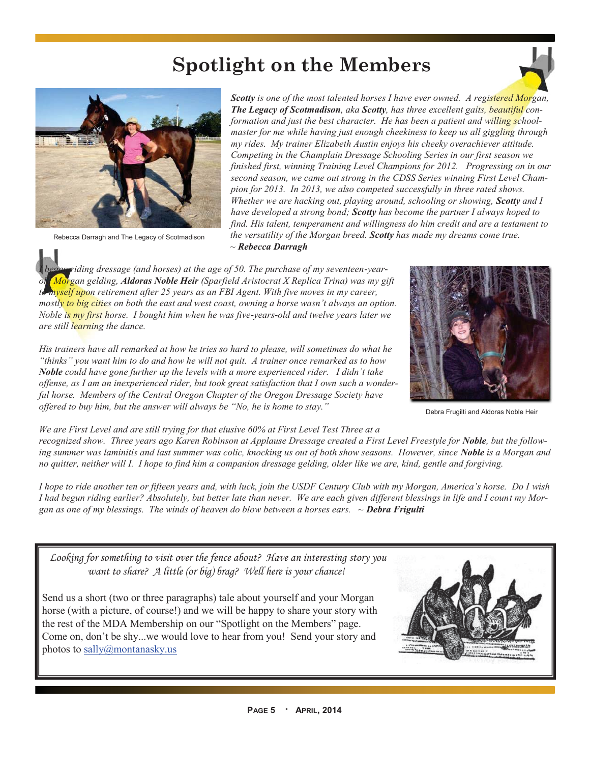# Spotlight on the Members

Rebecca Darragh and The Legacy of Scotmadison

***Scotty*** *is one of the most talented horses I have ever owned. A registered Morgan,* ***The Legacy of Scotmadison****, aka* ***Scotty****, has three excellent gaits, beautiful conformation and just the best character. He has been a patient and willing schoolmaster for me while having just enough cheekiness to keep us all giggling through my rides. My trainer Elizabeth Austin enjoys his cheeky overachiever attitude. Competing in the Champlain Dressage Schooling Series in our first season we finished first, winning Training Level Champions for 2012. Progressing on in our second season, we came out strong in the CDSS Series winning First Level Champion for 2013. In 2013, we also competed successfully in three rated shows. Whether we are hacking out, playing around, schooling or showing,* ***Scotty*** *and I have developed a strong bond;* ***Scotty*** *has become the partner I always hoped to find. His talent, temperament and willingness do him credit and are a testament to the versatility of the Morgan breed.* ***Scotty*** *has made my dreams come true.*
*~* ***Rebecca Darragh***

*I began riding dressage (and horses) at the age of 50. The purchase of my seventeen-year-old Morgan gelding,* ***Aldoras Noble Heir*** *(Sparfield Aristocrat X Replica Trina) was my gift to myself upon retirement after 25 years as an FBI Agent. With five moves in my career, mostly to big cities on both the east and west coast, owning a horse wasn't always an option. Noble is my first horse. I bought him when he was five-years-old and twelve years later we are still learning the dance.*

*His trainers have all remarked at how he tries so hard to please, will sometimes do what he "thinks" you want him to do and how he will not quit. A trainer once remarked as to how* ***Noble*** *could have gone further up the levels with a more experienced rider. I didn't take offense, as I am an inexperienced rider, but took great satisfaction that I own such a wonderful horse. Members of the Central Oregon Chapter of the Oregon Dressage Society have offered to buy him, but the answer will always be "No, he is home to stay."*

Debra Frugilti and Aldoras Noble Heir

*We are First Level and are still trying for that elusive 60% at First Level Test Three at a recognized show. Three years ago Karen Robinson at Applause Dressage created a First Level Freestyle for* ***Noble****, but the following summer was laminitis and last summer was colic, knocking us out of both show seasons. However, since* ***Noble*** *is a Morgan and no quitter, neither will I. I hope to find him a companion dressage gelding, older like we are, kind, gentle and forgiving.*

*I hope to ride another ten or fifteen years and, with luck, join the USDF Century Club with my Morgan, America's horse. Do I wish I had begun riding earlier? Absolutely, but better late than never. We are each given different blessings in life and I count my Morgan as one of my blessings. The winds of heaven do blow between a horses ears. ~* ***Debra Frigulti***

*Looking for something to visit over the fence about? Have an interesting story you want to share? A little (or big) brag? Well here is your chance!*

Send us a short (two or three paragraphs) tale about yourself and your Morgan horse (with a picture, of course!) and we will be happy to share your story with the rest of the MDA Membership on our "Spotlight on the Members" page. Come on, don't be shy...we would love to hear from you! Send your story and photos to sally@montanasky.us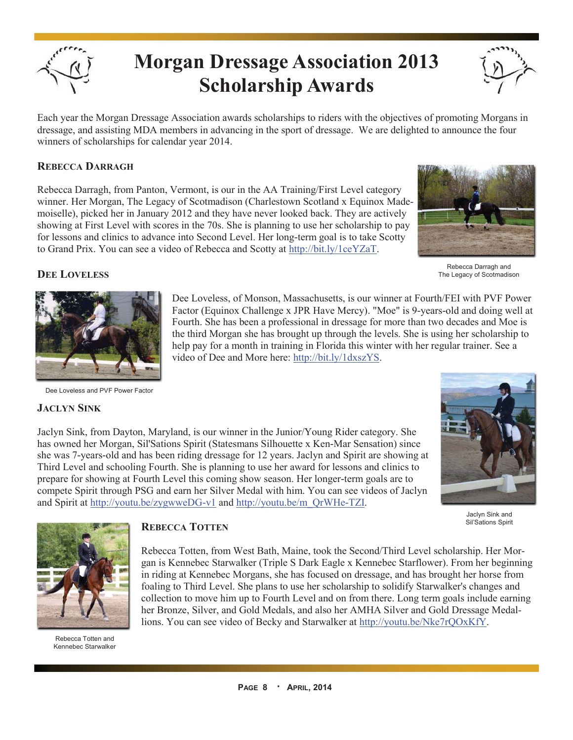# Morgan Dressage Association 2013 Scholarship Awards

Each year the Morgan Dressage Association awards scholarships to riders with the objectives of promoting Morgans in dressage, and assisting MDA members in advancing in the sport of dressage. We are delighted to announce the four winners of scholarships for calendar year 2014.

## Rebecca Darragh

Rebecca Darragh, from Panton, Vermont, is our in the AA Training/First Level category winner. Her Morgan, The Legacy of Scotmadison (Charlestown Scotland x Equinox Mademoiselle), picked her in January 2012 and they have never looked back. They are actively showing at First Level with scores in the 70s. She is planning to use her scholarship to pay for lessons and clinics to advance into Second Level. Her long-term goal is to take Scotty to Grand Prix. You can see a video of Rebecca and Scotty at http://bit.ly/1ceYZaT.

Rebecca Darragh and The Legacy of Scotmadison

## Dee Loveless

Dee Loveless, of Monson, Massachusetts, is our winner at Fourth/FEI with PVF Power Factor (Equinox Challenge x JPR Have Mercy). "Moe" is 9-years-old and doing well at Fourth. She has been a professional in dressage for more than two decades and Moe is the third Morgan she has brought up through the levels. She is using her scholarship to help pay for a month in training in Florida this winter with her regular trainer. See a video of Dee and More here: http://bit.ly/1dxszYS.

Dee Loveless and PVF Power Factor

## Jaclyn Sink

Jaclyn Sink, from Dayton, Maryland, is our winner in the Junior/Young Rider category. She has owned her Morgan, Sil'Sations Spirit (Statesmans Silhouette x Ken-Mar Sensation) since she was 7-years-old and has been riding dressage for 12 years. Jaclyn and Spirit are showing at Third Level and schooling Fourth. She is planning to use her award for lessons and clinics to prepare for showing at Fourth Level this coming show season. Her longer-term goals are to compete Spirit through PSG and earn her Silver Medal with him. You can see videos of Jaclyn and Spirit at http://youtu.be/zygwweDG-v1 and http://youtu.be/m_QrWHe-TZI.

Jaclyn Sink and Sil'Sations Spirit

## Rebecca Totten

Rebecca Totten, from West Bath, Maine, took the Second/Third Level scholarship. Her Morgan is Kennebec Starwalker (Triple S Dark Eagle x Kennebec Starflower). From her beginning in riding at Kennebec Morgans, she has focused on dressage, and has brought her horse from foaling to Third Level. She plans to use her scholarship to solidify Starwalker's changes and collection to move him up to Fourth Level and on from there. Long term goals include earning her Bronze, Silver, and Gold Medals, and also her AMHA Silver and Gold Dressage Medallions. You can see video of Becky and Starwalker at http://youtu.be/Nke7rQOxKfY.

Rebecca Totten and Kennebec Starwalker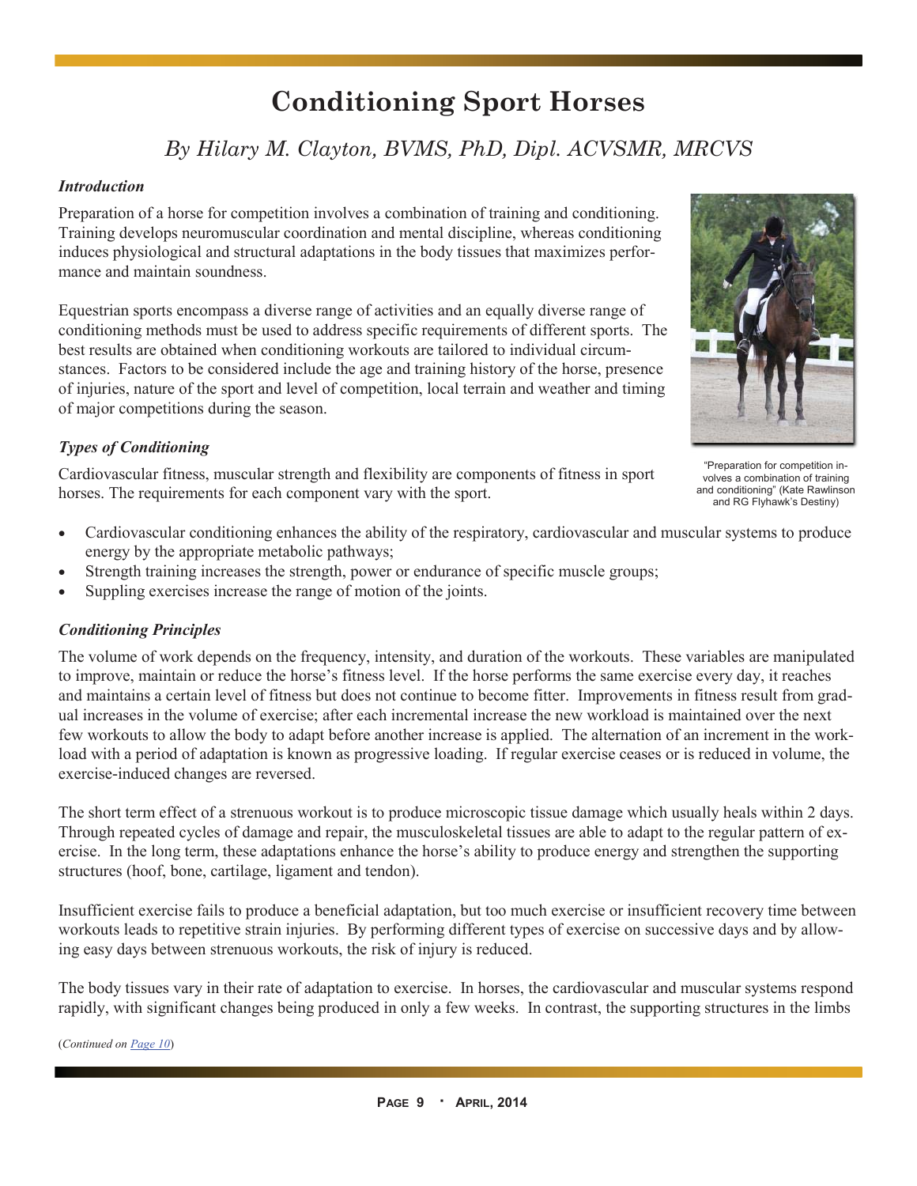# Conditioning Sport Horses

*By Hilary M. Clayton, BVMS, PhD, Dipl. ACVSMR, MRCVS*

### *Introduction*

Preparation of a horse for competition involves a combination of training and conditioning. Training develops neuromuscular coordination and mental discipline, whereas conditioning induces physiological and structural adaptations in the body tissues that maximizes performance and maintain soundness.

Equestrian sports encompass a diverse range of activities and an equally diverse range of conditioning methods must be used to address specific requirements of different sports. The best results are obtained when conditioning workouts are tailored to individual circumstances. Factors to be considered include the age and training history of the horse, presence of injuries, nature of the sport and level of competition, local terrain and weather and timing of major competitions during the season.

"Preparation for competition involves a combination of training and conditioning" (Kate Rawlinson and RG Flyhawk's Destiny)

### *Types of Conditioning*

Cardiovascular fitness, muscular strength and flexibility are components of fitness in sport horses. The requirements for each component vary with the sport.

- Cardiovascular conditioning enhances the ability of the respiratory, cardiovascular and muscular systems to produce energy by the appropriate metabolic pathways;
- Strength training increases the strength, power or endurance of specific muscle groups;
- Suppling exercises increase the range of motion of the joints.

### *Conditioning Principles*

The volume of work depends on the frequency, intensity, and duration of the workouts. These variables are manipulated to improve, maintain or reduce the horse's fitness level. If the horse performs the same exercise every day, it reaches and maintains a certain level of fitness but does not continue to become fitter. Improvements in fitness result from gradual increases in the volume of exercise; after each incremental increase the new workload is maintained over the next few workouts to allow the body to adapt before another increase is applied. The alternation of an increment in the workload with a period of adaptation is known as progressive loading. If regular exercise ceases or is reduced in volume, the exercise-induced changes are reversed.

The short term effect of a strenuous workout is to produce microscopic tissue damage which usually heals within 2 days. Through repeated cycles of damage and repair, the musculoskeletal tissues are able to adapt to the regular pattern of exercise. In the long term, these adaptations enhance the horse's ability to produce energy and strengthen the supporting structures (hoof, bone, cartilage, ligament and tendon).

Insufficient exercise fails to produce a beneficial adaptation, but too much exercise or insufficient recovery time between workouts leads to repetitive strain injuries. By performing different types of exercise on successive days and by allowing easy days between strenuous workouts, the risk of injury is reduced.

The body tissues vary in their rate of adaptation to exercise. In horses, the cardiovascular and muscular systems respond rapidly, with significant changes being produced in only a few weeks. In contrast, the supporting structures in the limbs

(*Continued on Page 10*)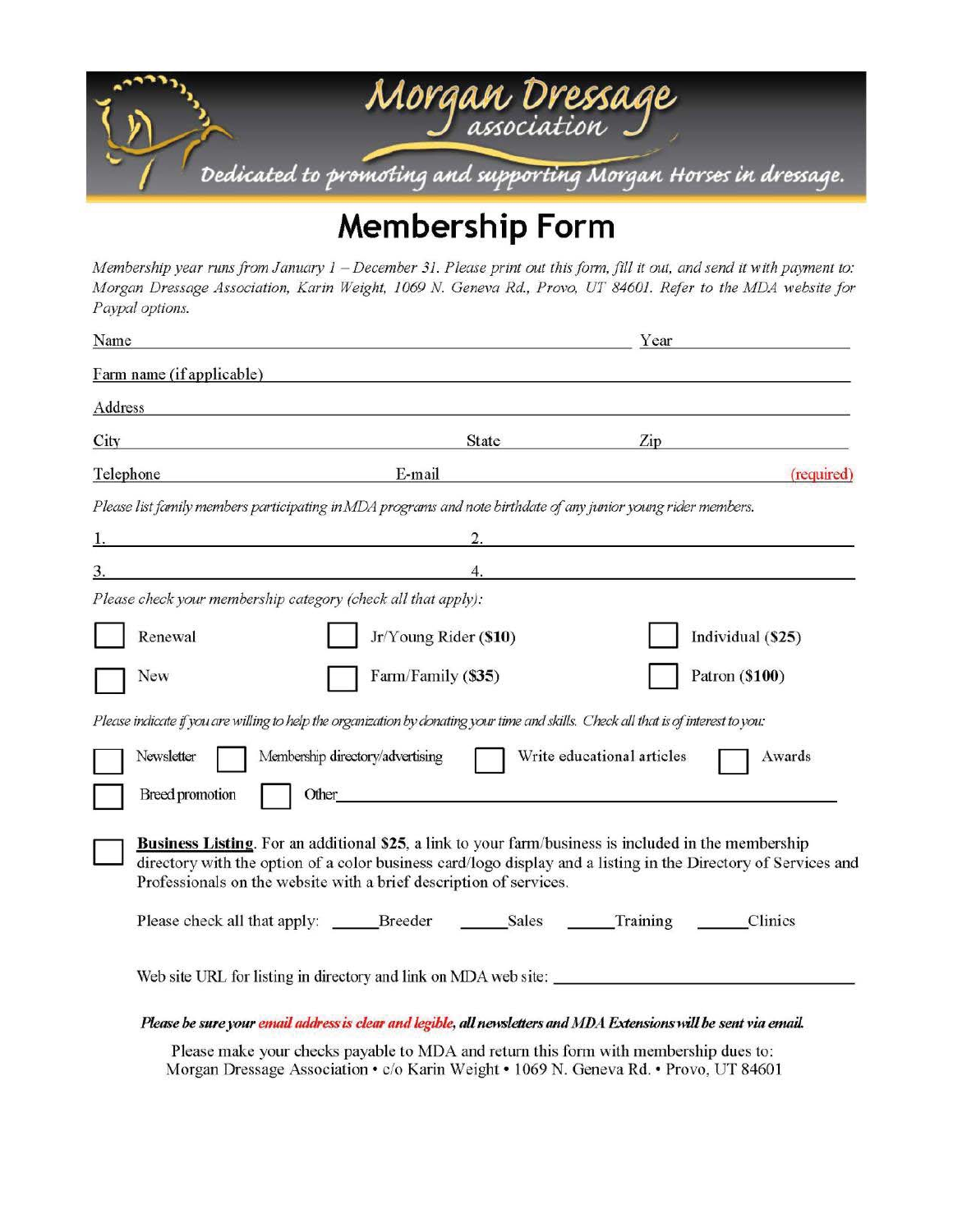Morgan Dressage association

*Dedicated to promoting and supporting Morgan Horses in dressage.*

# Membership Form

*Membership year runs from January 1 – December 31. Please print out this form, fill it out, and send it with payment to: Morgan Dressage Association, Karin Weight, 1069 N. Geneva Rd., Provo, UT 84601. Refer to the MDA website for Paypal options.*

Name ______________________________ Year ______________

Farm name (if applicable) ______________________________

Address ______________________________

City ______________________ State __________ Zip __________

Telephone ______________ E-mail ______________________________ (required)

*Please list family members participating in MDA programs and note birthdate of any junior young rider members.*

1. ______________________ 2. ______________________

3. ______________________ 4. ______________________

*Please check your membership category (check all that apply):*

- ☐ Renewal
- ☐ Jr/Young Rider (**$10**)
- ☐ Individual (**$25**)
- ☐ New
- ☐ Farm/Family (**$35**)
- ☐ Patron (**$100**)

*Please indicate if you are willing to help the organization by donating your time and skills. Check all that is of interest to you:*

- ☐ Newsletter
- ☐ Membership directory/advertising
- ☐ Write educational articles
- ☐ Awards
- ☐ Breed promotion
- ☐ Other ______________________________

☐ **Business Listing**. For an additional **$25**, a link to your farm/business is included in the membership directory with the option of a color business card/logo display and a listing in the Directory of Services and Professionals on the website with a brief description of services.

Please check all that apply: _____Breeder _____Sales _____Training _____Clinics

Web site URL for listing in directory and link on MDA web site: ______________________________

***Please be sure your email address is clear and legible, all newsletters and MDA Extensions will be sent via email.***

Please make your checks payable to MDA and return this form with membership dues to:
Morgan Dressage Association • c/o Karin Weight • 1069 N. Geneva Rd. • Provo, UT 84601